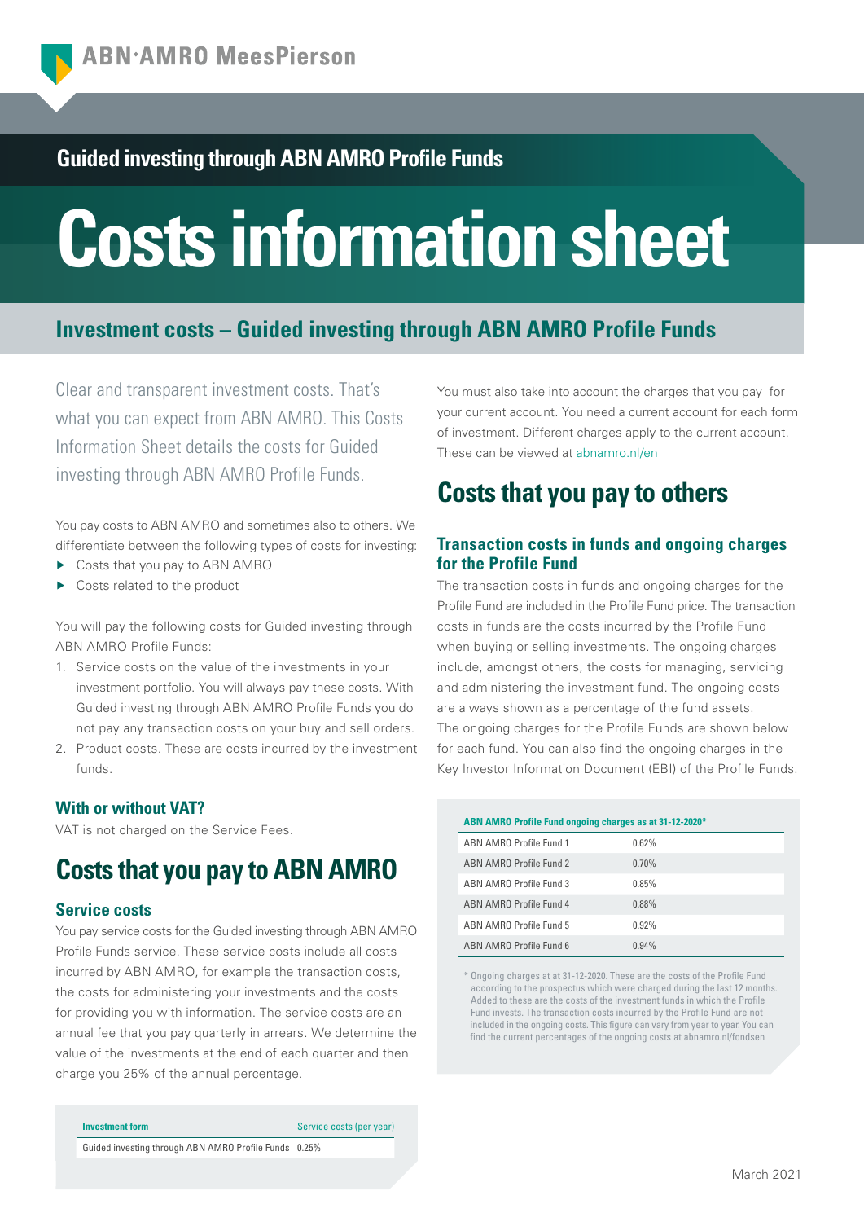ABN·AMRO MeesPierson

## Guided investing through ABN AMRO Profile Funds

# Costs information sheet

## Investment costs – Guided investing through ABN AMRO Profile Funds

Clear and transparent investment costs. That's what you can expect from ABN AMRO. This Costs Information Sheet details the costs for Guided investing through ABN AMRO Profile Funds.

You pay costs to ABN AMRO and sometimes also to others. We differentiate between the following types of costs for investing:

- Costs that you pay to ABN AMRO
- Costs related to the product

You will pay the following costs for Guided investing through ABN AMRO Profile Funds:

1. Service costs on the value of the investments in your investment portfolio. You will always pay these costs. With Guided investing through ABN AMRO Profile Funds you do not pay any transaction costs on your buy and sell orders.
2. Product costs. These are costs incurred by the investment funds.

### With or without VAT?

VAT is not charged on the Service Fees.

## Costs that you pay to ABN AMRO

### Service costs

You pay service costs for the Guided investing through ABN AMRO Profile Funds service. These service costs include all costs incurred by ABN AMRO, for example the transaction costs, the costs for administering your investments and the costs for providing you with information. The service costs are an annual fee that you pay quarterly in arrears. We determine the value of the investments at the end of each quarter and then charge you 25% of the annual percentage.

| Investment form | Service costs (per year) |
|---|---|
| Guided investing through ABN AMRO Profile Funds | 0.25% |

You must also take into account the charges that you pay for your current account. You need a current account for each form of investment. Different charges apply to the current account. These can be viewed at abnamro.nl/en

## Costs that you pay to others

### Transaction costs in funds and ongoing charges for the Profile Fund

The transaction costs in funds and ongoing charges for the Profile Fund are included in the Profile Fund price. The transaction costs in funds are the costs incurred by the Profile Fund when buying or selling investments. The ongoing charges include, amongst others, the costs for managing, servicing and administering the investment fund. The ongoing costs are always shown as a percentage of the fund assets. The ongoing charges for the Profile Funds are shown below for each fund. You can also find the ongoing charges in the Key Investor Information Document (EBI) of the Profile Funds.

| ABN AMRO Profile Fund ongoing charges as at 31-12-2020* | |
|---|---|
| ABN AMRO Profile Fund 1 | 0.62% |
| ABN AMRO Profile Fund 2 | 0.70% |
| ABN AMRO Profile Fund 3 | 0.85% |
| ABN AMRO Profile Fund 4 | 0.88% |
| ABN AMRO Profile Fund 5 | 0.92% |
| ABN AMRO Profile Fund 6 | 0.94% |

* Ongoing charges at at 31-12-2020. These are the costs of the Profile Fund according to the prospectus which were charged during the last 12 months. Added to these are the costs of the investment funds in which the Profile Fund invests. The transaction costs incurred by the Profile Fund are not included in the ongoing costs. This figure can vary from year to year. You can find the current percentages of the ongoing costs at abnamro.nl/fondsen

March 2021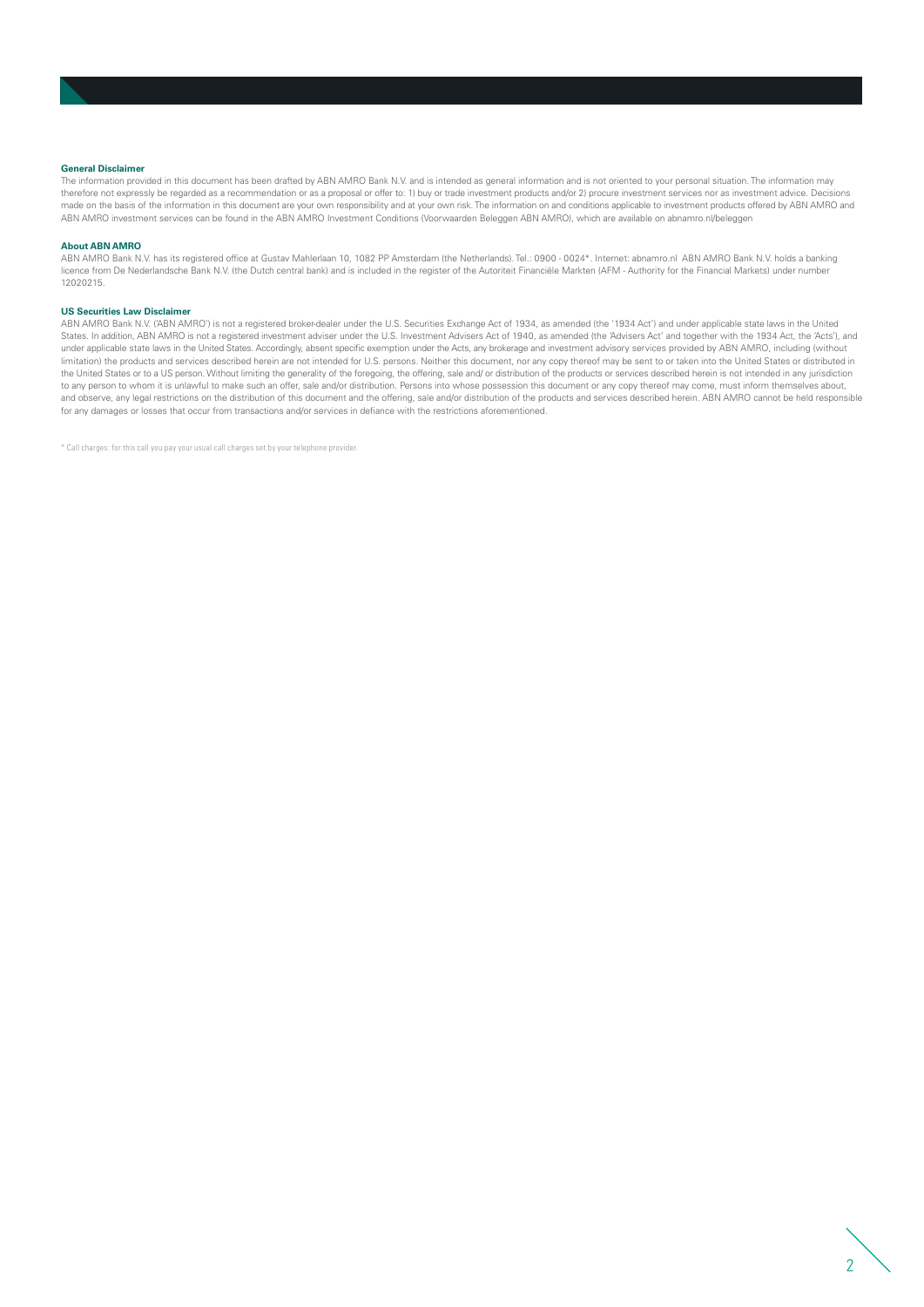**General Disclaimer**

The information provided in this document has been drafted by ABN AMRO Bank N.V. and is intended as general information and is not oriented to your personal situation. The information may therefore not expressly be regarded as a recommendation or as a proposal or offer to: 1) buy or trade investment products and/or 2) procure investment services nor as investment advice. Decisions made on the basis of the information in this document are your own responsibility and at your own risk. The information on and conditions applicable to investment products offered by ABN AMRO and ABN AMRO investment services can be found in the ABN AMRO Investment Conditions (Voorwaarden Beleggen ABN AMRO), which are available on abnamro.nl/beleggen

**About ABN AMRO**

ABN AMRO Bank N.V. has its registered office at Gustav Mahlerlaan 10, 1082 PP Amsterdam (the Netherlands). Tel.: 0900 - 0024*. Internet: abnamro.nl ABN AMRO Bank N.V. holds a banking licence from De Nederlandsche Bank N.V. (the Dutch central bank) and is included in the register of the Autoriteit Financiële Markten (AFM - Authority for the Financial Markets) under number 12020215.

**US Securities Law Disclaimer**

ABN AMRO Bank N.V. ('ABN AMRO') is not a registered broker-dealer under the U.S. Securities Exchange Act of 1934, as amended (the '1934 Act') and under applicable state laws in the United States. In addition, ABN AMRO is not a registered investment adviser under the U.S. Investment Advisers Act of 1940, as amended (the 'Advisers Act' and together with the 1934 Act, the 'Acts'), and under applicable state laws in the United States. Accordingly, absent specific exemption under the Acts, any brokerage and investment advisory services provided by ABN AMRO, including (without limitation) the products and services described herein are not intended for U.S. persons. Neither this document, nor any copy thereof may be sent to or taken into the United States or distributed in the United States or to a US person. Without limiting the generality of the foregoing, the offering, sale and/ or distribution of the products or services described herein is not intended in any jurisdiction to any person to whom it is unlawful to make such an offer, sale and/or distribution. Persons into whose possession this document or any copy thereof may come, must inform themselves about, and observe, any legal restrictions on the distribution of this document and the offering, sale and/or distribution of the products and services described herein. ABN AMRO cannot be held responsible for any damages or losses that occur from transactions and/or services in defiance with the restrictions aforementioned.

* Call charges: for this call you pay your usual call charges set by your telephone provider.